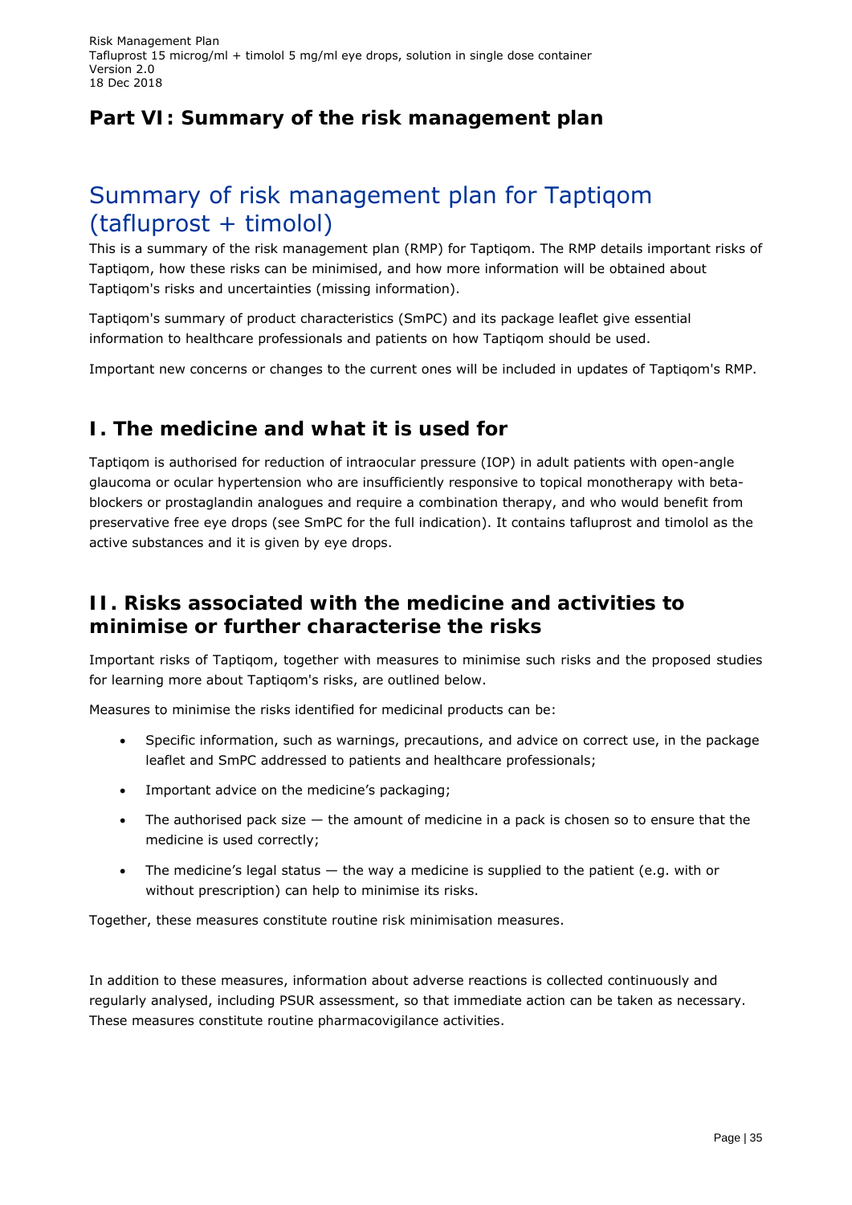# Part VI: Summary of the risk management plan

## Summary of risk management plan for Taptiqom (tafluprost + timolol)

This is a summary of the risk management plan (RMP) for Taptiqom. The RMP details important risks of Taptiqom, how these risks can be minimised, and how more information will be obtained about Taptiqom's risks and uncertainties (missing information).

Taptiqom's summary of product characteristics (SmPC) and its package leaflet give essential information to healthcare professionals and patients on how Taptiqom should be used.

Important new concerns or changes to the current ones will be included in updates of Taptiqom's RMP.

## I. The medicine and what it is used for

Taptiqom is authorised for reduction of intraocular pressure (IOP) in adult patients with open-angle glaucoma or ocular hypertension who are insufficiently responsive to topical monotherapy with beta-blockers or prostaglandin analogues and require a combination therapy, and who would benefit from preservative free eye drops (see SmPC for the full indication). It contains tafluprost and timolol as the active substances and it is given by eye drops.

## II. Risks associated with the medicine and activities to minimise or further characterise the risks

Important risks of Taptiqom, together with measures to minimise such risks and the proposed studies for learning more about Taptiqom's risks, are outlined below.

Measures to minimise the risks identified for medicinal products can be:

- Specific information, such as warnings, precautions, and advice on correct use, in the package leaflet and SmPC addressed to patients and healthcare professionals;
- Important advice on the medicine's packaging;
- The authorised pack size — the amount of medicine in a pack is chosen so to ensure that the medicine is used correctly;
- The medicine's legal status — the way a medicine is supplied to the patient (e.g. with or without prescription) can help to minimise its risks.

Together, these measures constitute routine risk minimisation measures.

In addition to these measures, information about adverse reactions is collected continuously and regularly analysed, including PSUR assessment, so that immediate action can be taken as necessary. These measures constitute routine pharmacovigilance activities.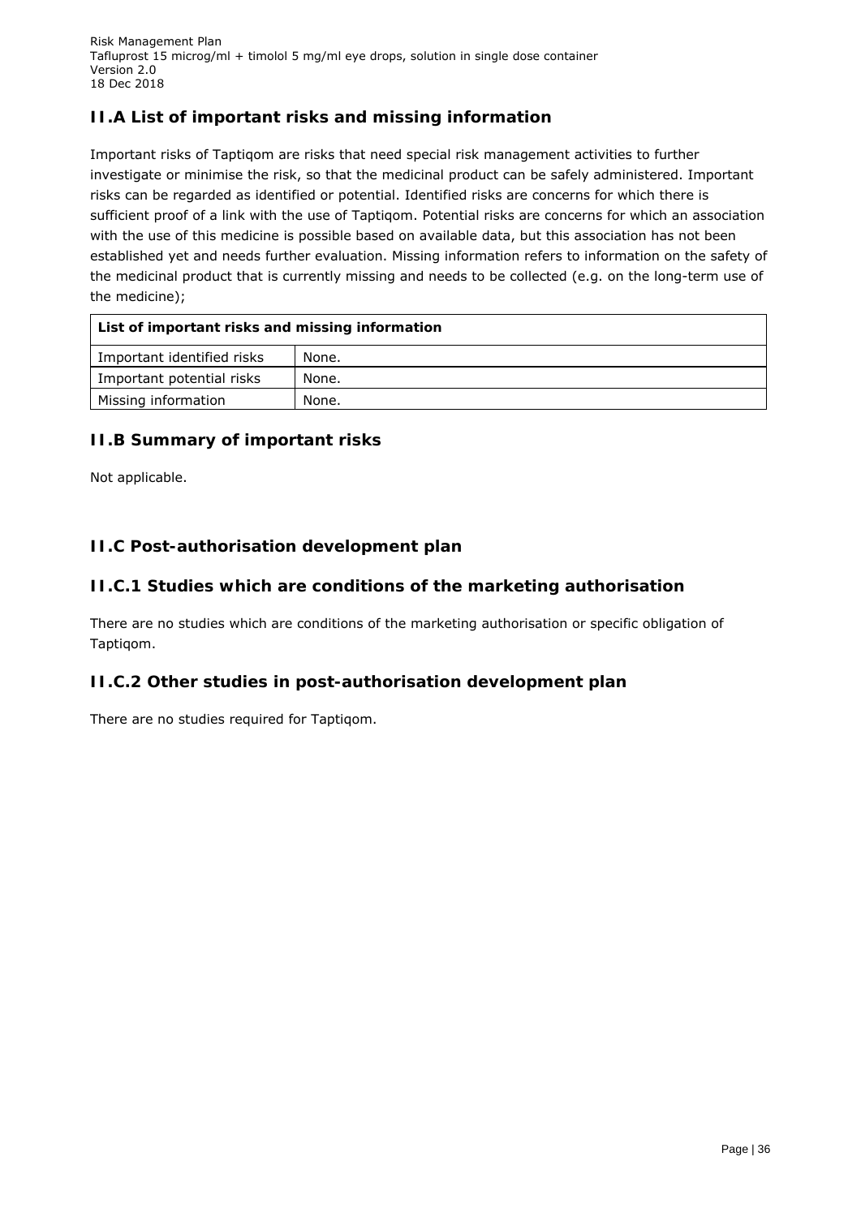## II.A List of important risks and missing information

Important risks of Taptiqom are risks that need special risk management activities to further investigate or minimise the risk, so that the medicinal product can be safely administered. Important risks can be regarded as identified or potential. Identified risks are concerns for which there is sufficient proof of a link with the use of Taptiqom. Potential risks are concerns for which an association with the use of this medicine is possible based on available data, but this association has not been established yet and needs further evaluation. Missing information refers to information on the safety of the medicinal product that is currently missing and needs to be collected (e.g. on the long-term use of the medicine);

| **List of important risks and missing information** | |
| --- | --- |
| Important identified risks | None. |
| Important potential risks | None. |
| Missing information | None. |

## II.B Summary of important risks

Not applicable.

## II.C Post-authorisation development plan

### II.C.1 Studies which are conditions of the marketing authorisation

There are no studies which are conditions of the marketing authorisation or specific obligation of Taptiqom.

### II.C.2 Other studies in post-authorisation development plan

There are no studies required for Taptiqom.